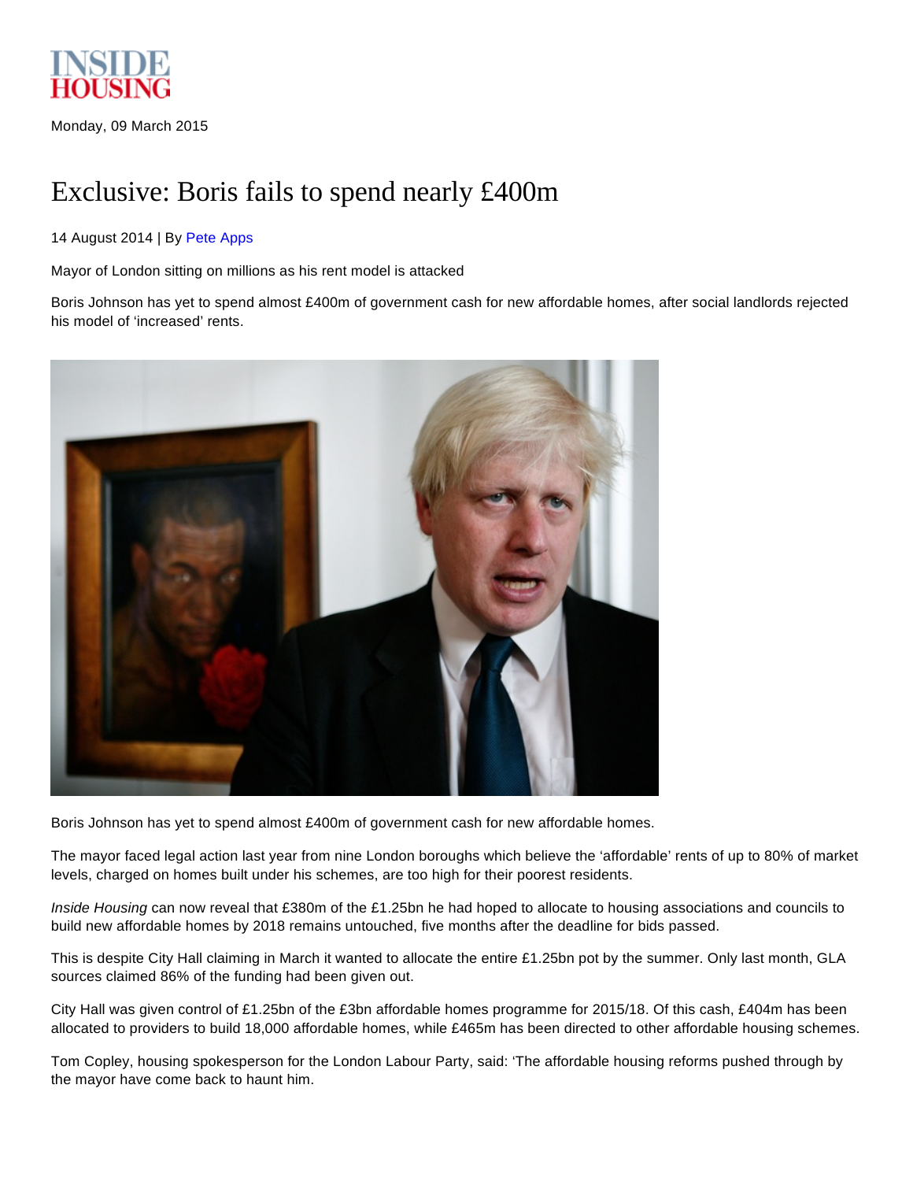INSIDE HOUSING

Monday, 09 March 2015

# Exclusive: Boris fails to spend nearly £400m

14 August 2014 | By Pete Apps

Mayor of London sitting on millions as his rent model is attacked

Boris Johnson has yet to spend almost £400m of government cash for new affordable homes, after social landlords rejected his model of 'increased' rents.

Boris Johnson has yet to spend almost £400m of government cash for new affordable homes.

The mayor faced legal action last year from nine London boroughs which believe the 'affordable' rents of up to 80% of market levels, charged on homes built under his schemes, are too high for their poorest residents.

*Inside Housing* can now reveal that £380m of the £1.25bn he had hoped to allocate to housing associations and councils to build new affordable homes by 2018 remains untouched, five months after the deadline for bids passed.

This is despite City Hall claiming in March it wanted to allocate the entire £1.25bn pot by the summer. Only last month, GLA sources claimed 86% of the funding had been given out.

City Hall was given control of £1.25bn of the £3bn affordable homes programme for 2015/18. Of this cash, £404m has been allocated to providers to build 18,000 affordable homes, while £465m has been directed to other affordable housing schemes.

Tom Copley, housing spokesperson for the London Labour Party, said: 'The affordable housing reforms pushed through by the mayor have come back to haunt him.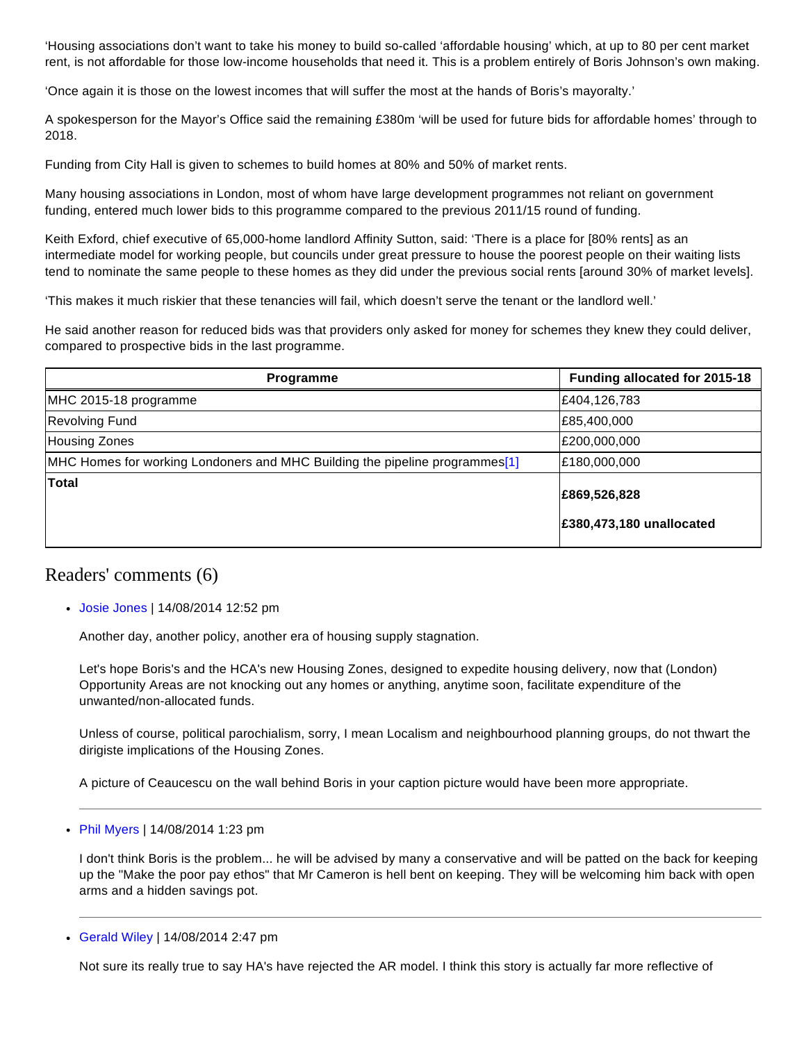‘Housing associations don’t want to take his money to build so-called ‘affordable housing’ which, at up to 80 per cent market rent, is not affordable for those low-income households that need it. This is a problem entirely of Boris Johnson’s own making.

‘Once again it is those on the lowest incomes that will suffer the most at the hands of Boris’s mayoralty.’

A spokesperson for the Mayor’s Office said the remaining £380m ‘will be used for future bids for affordable homes’ through to 2018.

Funding from City Hall is given to schemes to build homes at 80% and 50% of market rents.

Many housing associations in London, most of whom have large development programmes not reliant on government funding, entered much lower bids to this programme compared to the previous 2011/15 round of funding.

Keith Exford, chief executive of 65,000-home landlord Affinity Sutton, said: ‘There is a place for [80% rents] as an intermediate model for working people, but councils under great pressure to house the poorest people on their waiting lists tend to nominate the same people to these homes as they did under the previous social rents [around 30% of market levels].

‘This makes it much riskier that these tenancies will fail, which doesn’t serve the tenant or the landlord well.’

He said another reason for reduced bids was that providers only asked for money for schemes they knew they could deliver, compared to prospective bids in the last programme.

| Programme | Funding allocated for 2015-18 |
|---|---|
| MHC 2015-18 programme | £404,126,783 |
| Revolving Fund | £85,400,000 |
| Housing Zones | £200,000,000 |
| MHC Homes for working Londoners and MHC Building the pipeline programmes[1] | £180,000,000 |
| **Total** | **£869,526,828** **£380,473,180 unallocated** |

## Readers' comments (6)

- Josie Jones | 14/08/2014 12:52 pm

  Another day, another policy, another era of housing supply stagnation.

  Let's hope Boris's and the HCA's new Housing Zones, designed to expedite housing delivery, now that (London) Opportunity Areas are not knocking out any homes or anything, anytime soon, facilitate expenditure of the unwanted/non-allocated funds.

  Unless of course, political parochialism, sorry, I mean Localism and neighbourhood planning groups, do not thwart the dirigiste implications of the Housing Zones.

  A picture of Ceaucescu on the wall behind Boris in your caption picture would have been more appropriate.

- Phil Myers | 14/08/2014 1:23 pm

  I don't think Boris is the problem... he will be advised by many a conservative and will be patted on the back for keeping up the "Make the poor pay ethos" that Mr Cameron is hell bent on keeping. They will be welcoming him back with open arms and a hidden savings pot.

- Gerald Wiley | 14/08/2014 2:47 pm

  Not sure its really true to say HA's have rejected the AR model. I think this story is actually far more reflective of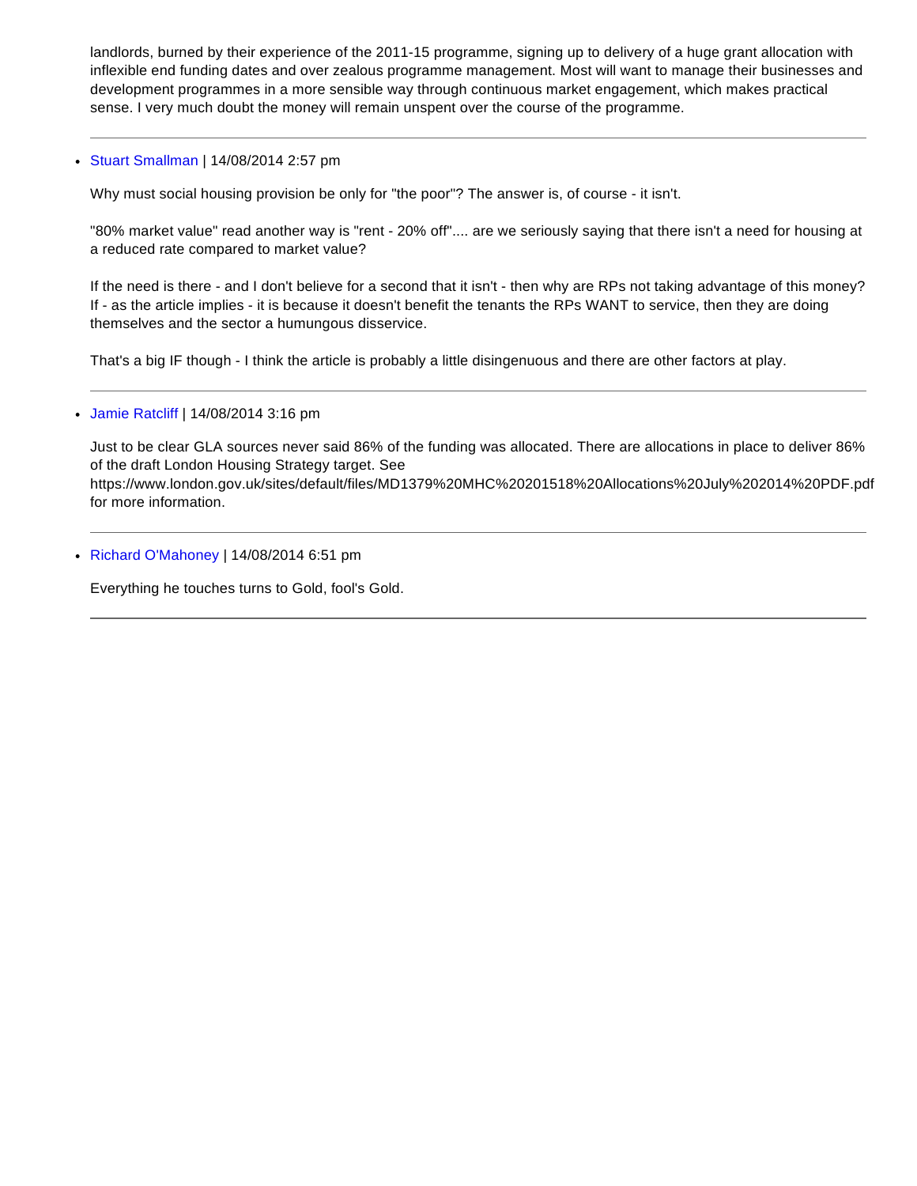landlords, burned by their experience of the 2011-15 programme, signing up to delivery of a huge grant allocation with inflexible end funding dates and over zealous programme management. Most will want to manage their businesses and development programmes in a more sensible way through continuous market engagement, which makes practical sense. I very much doubt the money will remain unspent over the course of the programme.

---

- Stuart Smallman | 14/08/2014 2:57 pm

  Why must social housing provision be only for "the poor"? The answer is, of course - it isn't.

  "80% market value" read another way is "rent - 20% off".... are we seriously saying that there isn't a need for housing at a reduced rate compared to market value?

  If the need is there - and I don't believe for a second that it isn't - then why are RPs not taking advantage of this money? If - as the article implies - it is because it doesn't benefit the tenants the RPs WANT to service, then they are doing themselves and the sector a humungous disservice.

  That's a big IF though - I think the article is probably a little disingenuous and there are other factors at play.

---

- Jamie Ratcliff | 14/08/2014 3:16 pm

  Just to be clear GLA sources never said 86% of the funding was allocated. There are allocations in place to deliver 86% of the draft London Housing Strategy target. See https://www.london.gov.uk/sites/default/files/MD1379%20MHC%20201518%20Allocations%20July%202014%20PDF.pdf for more information.

---

- Richard O'Mahoney | 14/08/2014 6:51 pm

  Everything he touches turns to Gold, fool's Gold.

---